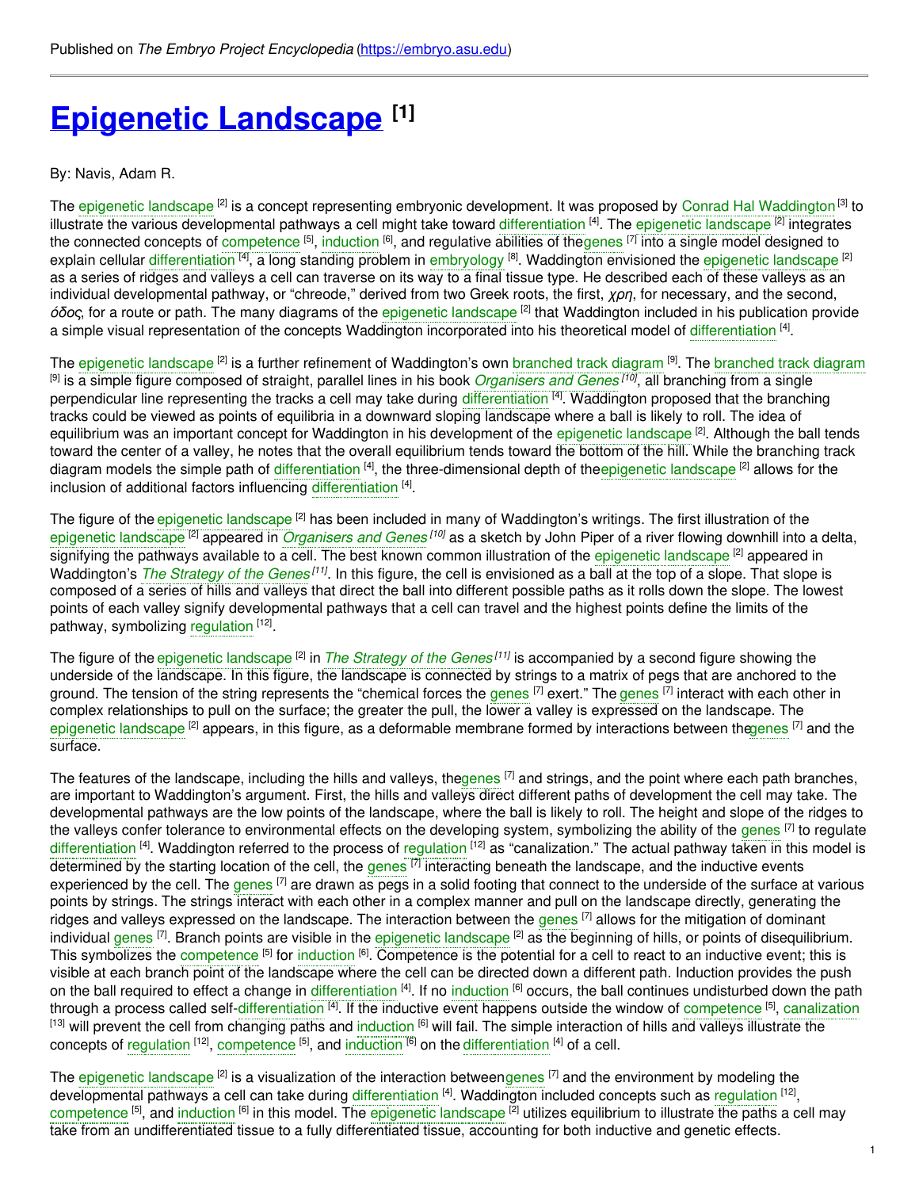Published on *The Embryo Project Encyclopedia* (https://embryo.asu.edu)

# Epigenetic Landscape [1]

By: Navis, Adam R.

The epigenetic landscape [2] is a concept representing embryonic development. It was proposed by Conrad Hal Waddington [3] to illustrate the various developmental pathways a cell might take toward differentiation [4]. The epigenetic landscape [2] integrates the connected concepts of competence [5], induction [6], and regulative abilities of thegenes [7] into a single model designed to explain cellular differentiation [4], a long standing problem in embryology [8]. Waddington envisioned the epigenetic landscape [2] as a series of ridges and valleys a cell can traverse on its way to a final tissue type. He described each of these valleys as an individual developmental pathway, or "chreode," derived from two Greek roots, the first, *χρη*, for necessary, and the second, *όδος*, for a route or path. The many diagrams of the epigenetic landscape [2] that Waddington included in his publication provide a simple visual representation of the concepts Waddington incorporated into his theoretical model of differentiation [4].

The epigenetic landscape [2] is a further refinement of Waddington's own branched track diagram [9]. The branched track diagram [9] is a simple figure composed of straight, parallel lines in his book *Organisers and Genes* [10], all branching from a single perpendicular line representing the tracks a cell may take during differentiation [4]. Waddington proposed that the branching tracks could be viewed as points of equilibria in a downward sloping landscape where a ball is likely to roll. The idea of equilibrium was an important concept for Waddington in his development of the epigenetic landscape [2]. Although the ball tends toward the center of a valley, he notes that the overall equilibrium tends toward the bottom of the hill. While the branching track diagram models the simple path of differentiation [4], the three-dimensional depth of theepigenetic landscape [2] allows for the inclusion of additional factors influencing differentiation [4].

The figure of the epigenetic landscape [2] has been included in many of Waddington's writings. The first illustration of the epigenetic landscape [2] appeared in *Organisers and Genes* [10] as a sketch by John Piper of a river flowing downhill into a delta, signifying the pathways available to a cell. The best known common illustration of the epigenetic landscape [2] appeared in Waddington's *The Strategy of the Genes* [11]. In this figure, the cell is envisioned as a ball at the top of a slope. That slope is composed of a series of hills and valleys that direct the ball into different possible paths as it rolls down the slope. The lowest points of each valley signify developmental pathways that a cell can travel and the highest points define the limits of the pathway, symbolizing regulation [12].

The figure of the epigenetic landscape [2] in *The Strategy of the Genes* [11] is accompanied by a second figure showing the underside of the landscape. In this figure, the landscape is connected by strings to a matrix of pegs that are anchored to the ground. The tension of the string represents the "chemical forces the genes [7] exert." The genes [7] interact with each other in complex relationships to pull on the surface; the greater the pull, the lower a valley is expressed on the landscape. The epigenetic landscape [2] appears, in this figure, as a deformable membrane formed by interactions between thegenes [7] and the surface.

The features of the landscape, including the hills and valleys, thegenes [7] and strings, and the point where each path branches, are important to Waddington's argument. First, the hills and valleys direct different paths of development the cell may take. The developmental pathways are the low points of the landscape, where the ball is likely to roll. The height and slope of the ridges to the valleys confer tolerance to environmental effects on the developing system, symbolizing the ability of the genes [7] to regulate differentiation [4]. Waddington referred to the process of regulation [12] as "canalization." The actual pathway taken in this model is determined by the starting location of the cell, the genes [7] interacting beneath the landscape, and the inductive events experienced by the cell. The genes [7] are drawn as pegs in a solid footing that connect to the underside of the surface at various points by strings. The strings interact with each other in a complex manner and pull on the landscape directly, generating the ridges and valleys expressed on the landscape. The interaction between the genes [7] allows for the mitigation of dominant individual genes [7]. Branch points are visible in the epigenetic landscape [2] as the beginning of hills, or points of disequilibrium. This symbolizes the competence [5] for induction [6]. Competence is the potential for a cell to react to an inductive event; this is visible at each branch point of the landscape where the cell can be directed down a different path. Induction provides the push on the ball required to effect a change in differentiation [4]. If no induction [6] occurs, the ball continues undisturbed down the path through a process called self-differentiation [4]. If the inductive event happens outside the window of competence [5], canalization [13] will prevent the cell from changing paths and induction [6] will fail. The simple interaction of hills and valleys illustrate the concepts of regulation [12], competence [5], and induction [6] on the differentiation [4] of a cell.

The epigenetic landscape [2] is a visualization of the interaction betweengenes [7] and the environment by modeling the developmental pathways a cell can take during differentiation [4]. Waddington included concepts such as regulation [12], competence [5], and induction [6] in this model. The epigenetic landscape [2] utilizes equilibrium to illustrate the paths a cell may take from an undifferentiated tissue to a fully differentiated tissue, accounting for both inductive and genetic effects.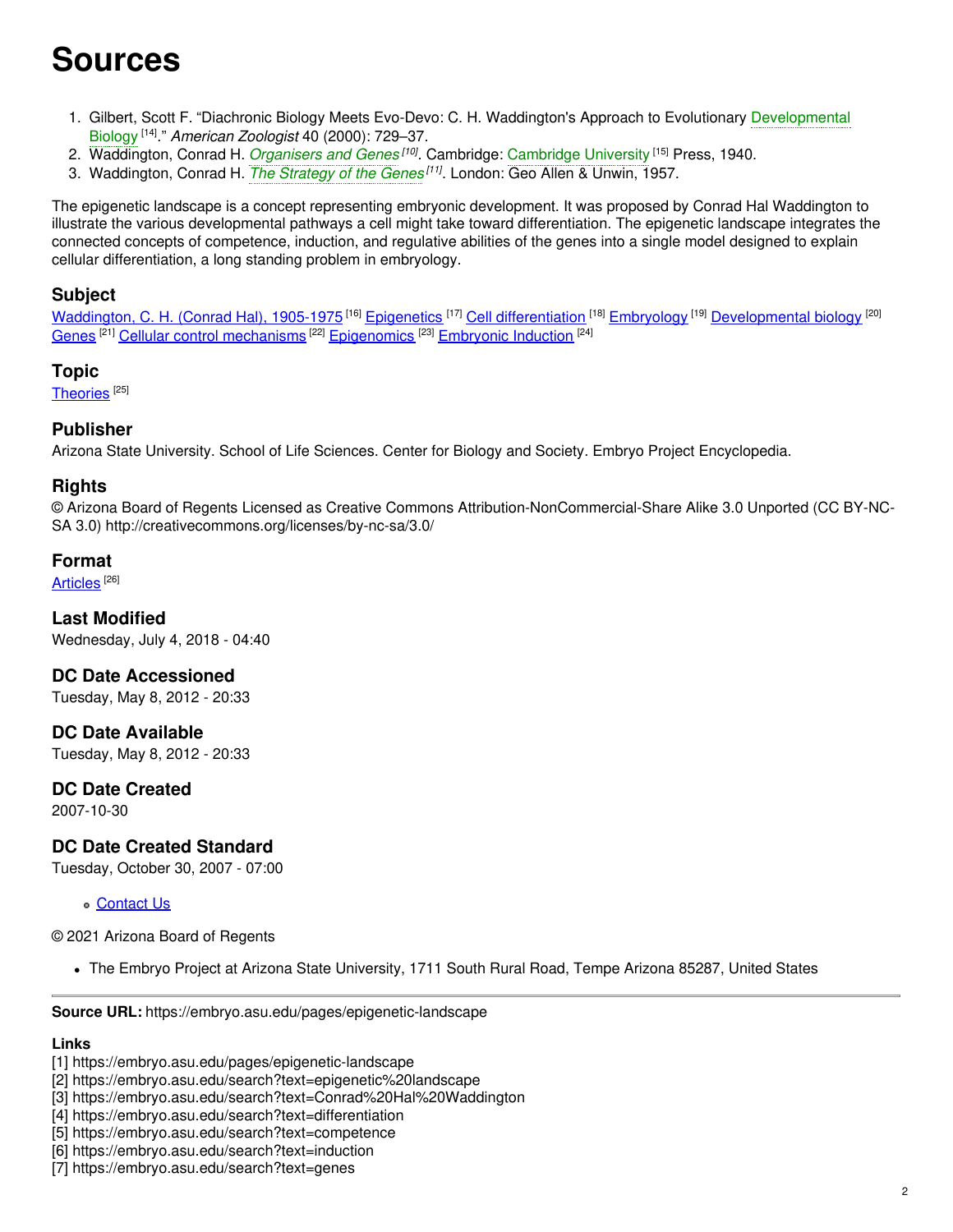# Sources

1. Gilbert, Scott F. “Diachronic Biology Meets Evo-Devo: C. H. Waddington's Approach to Evolutionary Developmental Biology [14].” *American Zoologist* 40 (2000): 729–37.
2. Waddington, Conrad H. *Organisers and Genes [10]*. Cambridge: Cambridge University [15] Press, 1940.
3. Waddington, Conrad H. *The Strategy of the Genes [11]*. London: Geo Allen & Unwin, 1957.

The epigenetic landscape is a concept representing embryonic development. It was proposed by Conrad Hal Waddington to illustrate the various developmental pathways a cell might take toward differentiation. The epigenetic landscape integrates the connected concepts of competence, induction, and regulative abilities of the genes into a single model designed to explain cellular differentiation, a long standing problem in embryology.

### Subject

Waddington, C. H. (Conrad Hal), 1905-1975 [16] Epigenetics [17] Cell differentiation [18] Embryology [19] Developmental biology [20] Genes [21] Cellular control mechanisms [22] Epigenomics [23] Embryonic Induction [24]

### Topic

Theories [25]

### Publisher

Arizona State University. School of Life Sciences. Center for Biology and Society. Embryo Project Encyclopedia.

### Rights

© Arizona Board of Regents Licensed as Creative Commons Attribution-NonCommercial-Share Alike 3.0 Unported (CC BY-NC-SA 3.0) http://creativecommons.org/licenses/by-nc-sa/3.0/

### Format

Articles [26]

### Last Modified

Wednesday, July 4, 2018 - 04:40

### DC Date Accessioned

Tuesday, May 8, 2012 - 20:33

### DC Date Available

Tuesday, May 8, 2012 - 20:33

### DC Date Created

2007-10-30

### DC Date Created Standard

Tuesday, October 30, 2007 - 07:00

- Contact Us

© 2021 Arizona Board of Regents

- The Embryo Project at Arizona State University, 1711 South Rural Road, Tempe Arizona 85287, United States

---

**Source URL:** https://embryo.asu.edu/pages/epigenetic-landscape

**Links**

[1] https://embryo.asu.edu/pages/epigenetic-landscape
[2] https://embryo.asu.edu/search?text=epigenetic%20landscape
[3] https://embryo.asu.edu/search?text=Conrad%20Hal%20Waddington
[4] https://embryo.asu.edu/search?text=differentiation
[5] https://embryo.asu.edu/search?text=competence
[6] https://embryo.asu.edu/search?text=induction
[7] https://embryo.asu.edu/search?text=genes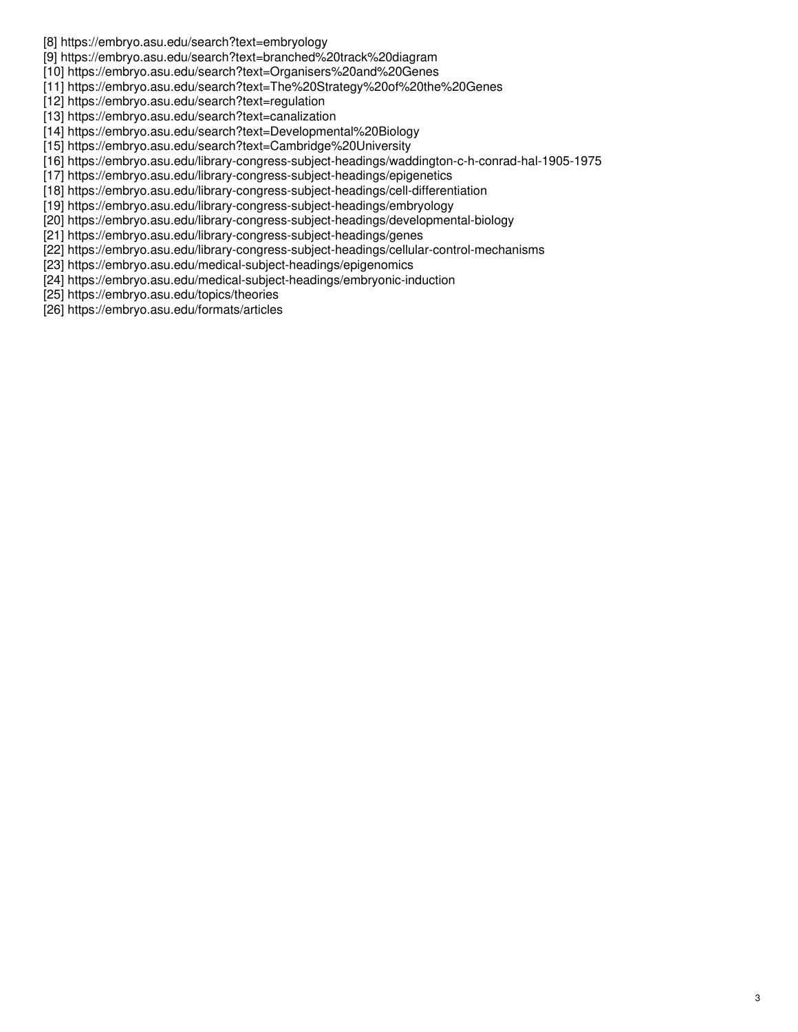[8] https://embryo.asu.edu/search?text=embryology
[9] https://embryo.asu.edu/search?text=branched%20track%20diagram
[10] https://embryo.asu.edu/search?text=Organisers%20and%20Genes
[11] https://embryo.asu.edu/search?text=The%20Strategy%20of%20the%20Genes
[12] https://embryo.asu.edu/search?text=regulation
[13] https://embryo.asu.edu/search?text=canalization
[14] https://embryo.asu.edu/search?text=Developmental%20Biology
[15] https://embryo.asu.edu/search?text=Cambridge%20University
[16] https://embryo.asu.edu/library-congress-subject-headings/waddington-c-h-conrad-hal-1905-1975
[17] https://embryo.asu.edu/library-congress-subject-headings/epigenetics
[18] https://embryo.asu.edu/library-congress-subject-headings/cell-differentiation
[19] https://embryo.asu.edu/library-congress-subject-headings/embryology
[20] https://embryo.asu.edu/library-congress-subject-headings/developmental-biology
[21] https://embryo.asu.edu/library-congress-subject-headings/genes
[22] https://embryo.asu.edu/library-congress-subject-headings/cellular-control-mechanisms
[23] https://embryo.asu.edu/medical-subject-headings/epigenomics
[24] https://embryo.asu.edu/medical-subject-headings/embryonic-induction
[25] https://embryo.asu.edu/topics/theories
[26] https://embryo.asu.edu/formats/articles